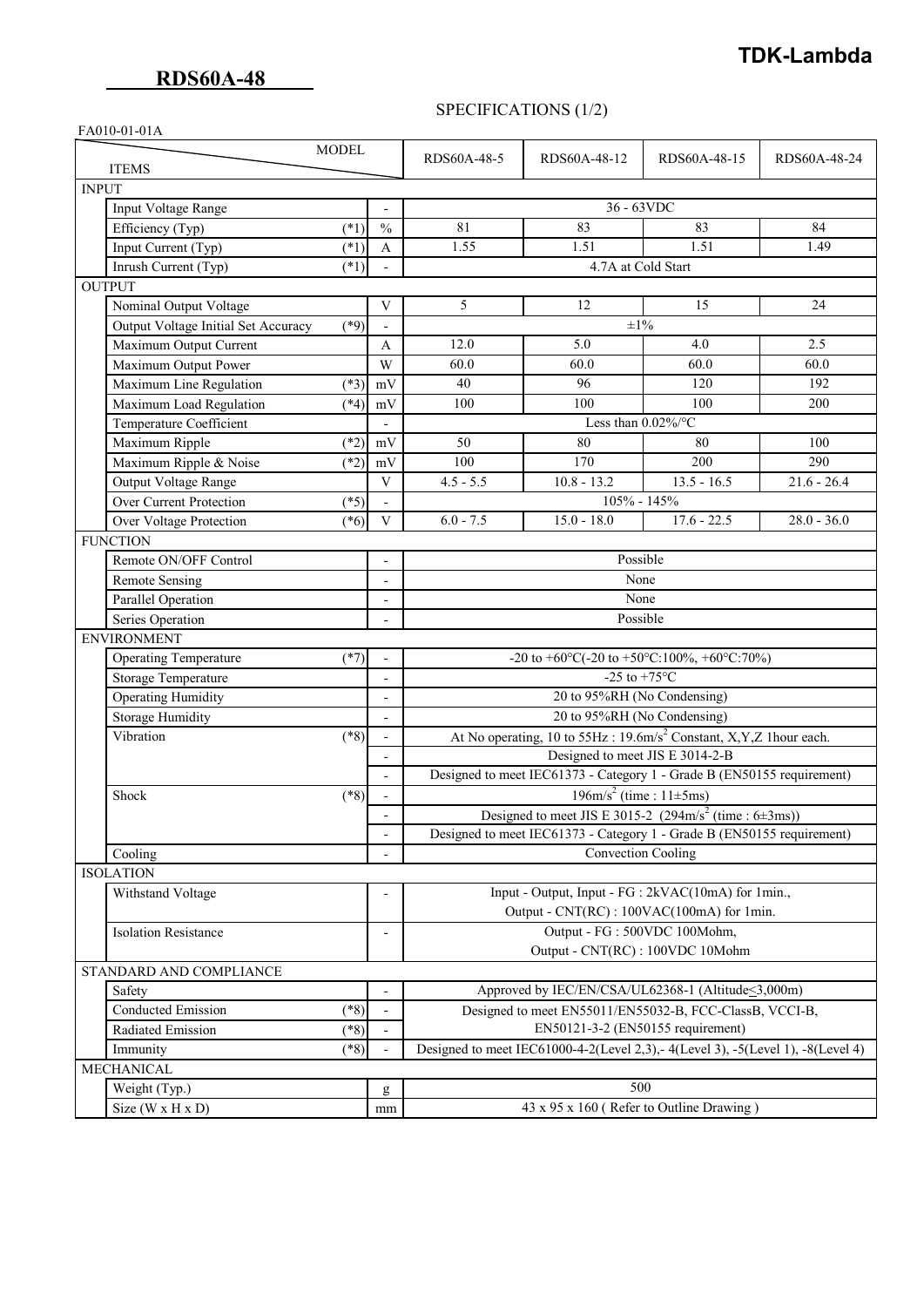**TDK-Lambda**

# RDS60A-48

## SPECIFICATIONS (1/2)

FA010-01-01A

| ITEMS | | | MODEL: RDS60A-48-5 | RDS60A-48-12 | RDS60A-48-15 | RDS60A-48-24 |
|---|---|---|---|---|---|---|
| **INPUT** | | | | | | |
| Input Voltage Range | | - | 36 - 63VDC | | | |
| Efficiency (Typ) | (*1) | % | 81 | 83 | 83 | 84 |
| Input Current (Typ) | (*1) | A | 1.55 | 1.51 | 1.51 | 1.49 |
| Inrush Current (Typ) | (*1) | - | 4.7A at Cold Start | | | |
| **OUTPUT** | | | | | | |
| Nominal Output Voltage | | V | 5 | 12 | 15 | 24 |
| Output Voltage Initial Set Accuracy | (*9) | - | ±1% | | | |
| Maximum Output Current | | A | 12.0 | 5.0 | 4.0 | 2.5 |
| Maximum Output Power | | W | 60.0 | 60.0 | 60.0 | 60.0 |
| Maximum Line Regulation | (*3) | mV | 40 | 96 | 120 | 192 |
| Maximum Load Regulation | (*4) | mV | 100 | 100 | 100 | 200 |
| Temperature Coefficient | | - | Less than 0.02%/°C | | | |
| Maximum Ripple | (*2) | mV | 50 | 80 | 80 | 100 |
| Maximum Ripple & Noise | (*2) | mV | 100 | 170 | 200 | 290 |
| Output Voltage Range | | V | 4.5 - 5.5 | 10.8 - 13.2 | 13.5 - 16.5 | 21.6 - 26.4 |
| Over Current Protection | (*5) | - | 105% - 145% | | | |
| Over Voltage Protection | (*6) | V | 6.0 - 7.5 | 15.0 - 18.0 | 17.6 - 22.5 | 28.0 - 36.0 |
| **FUNCTION** | | | | | | |
| Remote ON/OFF Control | | - | Possible | | | |
| Remote Sensing | | - | None | | | |
| Parallel Operation | | - | None | | | |
| Series Operation | | - | Possible | | | |
| **ENVIRONMENT** | | | | | | |
| Operating Temperature | (*7) | - | -20 to +60°C(-20 to +50°C:100%, +60°C:70%) | | | |
| Storage Temperature | | - | -25 to +75°C | | | |
| Operating Humidity | | - | 20 to 95%RH (No Condensing) | | | |
| Storage Humidity | | - | 20 to 95%RH (No Condensing) | | | |
| Vibration | (*8) | - | At No operating, 10 to 55Hz : 19.6m/s$^2$ Constant, X,Y,Z 1hour each. | | | |
| | | - | Designed to meet JIS E 3014-2-B | | | |
| | | - | Designed to meet IEC61373 - Category 1 - Grade B (EN50155 requirement) | | | |
| Shock | (*8) | - | 196m/s$^2$ (time : 11±5ms) | | | |
| | | - | Designed to meet JIS E 3015-2 (294m/s$^2$ (time : 6±3ms)) | | | |
| | | - | Designed to meet IEC61373 - Category 1 - Grade B (EN50155 requirement) | | | |
| Cooling | | - | Convection Cooling | | | |
| **ISOLATION** | | | | | | |
| Withstand Voltage | | - | Input - Output, Input - FG : 2kVAC(10mA) for 1min., Output - CNT(RC) : 100VAC(100mA) for 1min. | | | |
| Isolation Resistance | | - | Output - FG : 500VDC 100Mohm, Output - CNT(RC) : 100VDC 10Mohm | | | |
| **STANDARD AND COMPLIANCE** | | | | | | |
| Safety | | - | Approved by IEC/EN/CSA/UL62368-1 (Altitude≤3,000m) | | | |
| Conducted Emission | (*8) | - | Designed to meet EN55011/EN55032-B, FCC-ClassB, VCCI-B, EN50121-3-2 (EN50155 requirement) | | | |
| Radiated Emission | (*8) | - | | | | |
| Immunity | (*8) | - | Designed to meet IEC61000-4-2(Level 2,3),- 4(Level 3), -5(Level 1), -8(Level 4) | | | |
| **MECHANICAL** | | | | | | |
| Weight (Typ.) | | g | 500 | | | |
| Size (W x H x D) | | mm | 43 x 95 x 160 ( Refer to Outline Drawing ) | | | |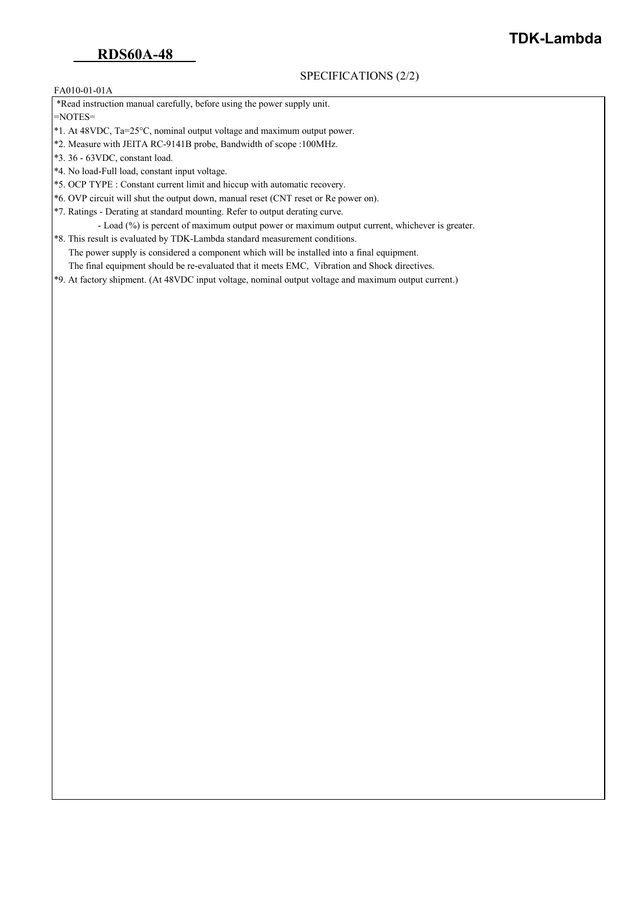# RDS60A-48

SPECIFICATIONS (2/2)

FA010-01-01A

*Read instruction manual carefully, before using the power supply unit.

=NOTES=

*1. At 48VDC, Ta=25°C, nominal output voltage and maximum output power.

*2. Measure with JEITA RC-9141B probe, Bandwidth of scope :100MHz.

*3. 36 - 63VDC, constant load.

*4. No load-Full load, constant input voltage.

*5. OCP TYPE : Constant current limit and hiccup with automatic recovery.

*6. OVP circuit will shut the output down, manual reset (CNT reset or Re power on).

*7. Ratings - Derating at standard mounting. Refer to output derating curve.

- Load (%) is percent of maximum output power or maximum output current, whichever is greater.

*8. This result is evaluated by TDK-Lambda standard measurement conditions.
The power supply is considered a component which will be installed into a final equipment.
The final equipment should be re-evaluated that it meets EMC, Vibration and Shock directives.

*9. At factory shipment. (At 48VDC input voltage, nominal output voltage and maximum output current.)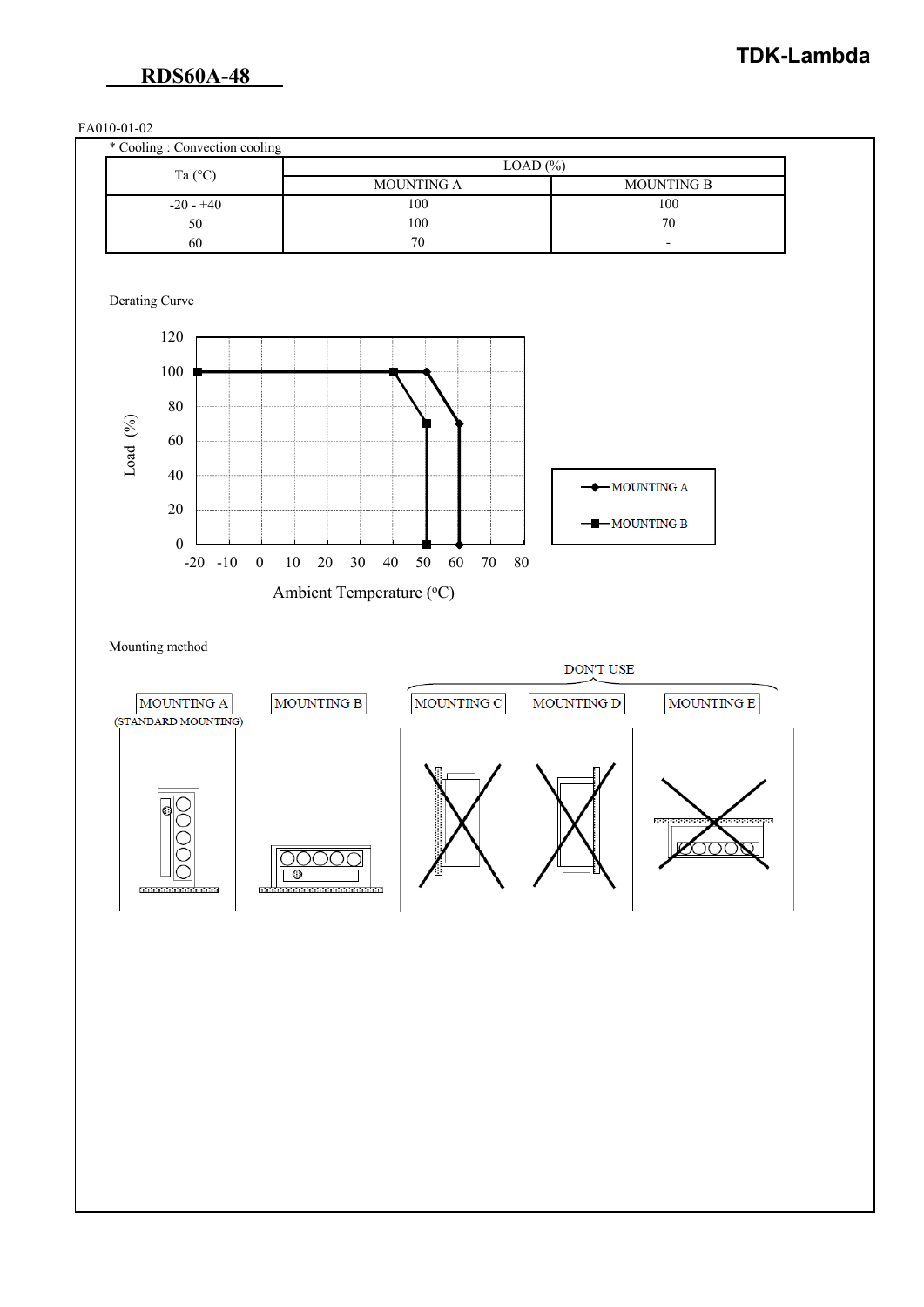# RDS60A-48

TDK-Lambda

FA010-01-02

* Cooling : Convection cooling

| Ta (°C) | LOAD (%) | |
|---|---|---|
| | MOUNTING A | MOUNTING B |
| -20 - +40 | 100 | 100 |
| 50 | 100 | 70 |
| 60 | 70 | - |

Derating Curve

Load (%)

120
100
80
60
40
20
0

-20 -10 0 10 20 30 40 50 60 70 80

Ambient Temperature (°C)

MOUNTING A

MOUNTING B

Mounting method

MOUNTING A
(STANDARD MOUNTING)

MOUNTING B

DON'T USE

MOUNTING C

MOUNTING D

MOUNTING E